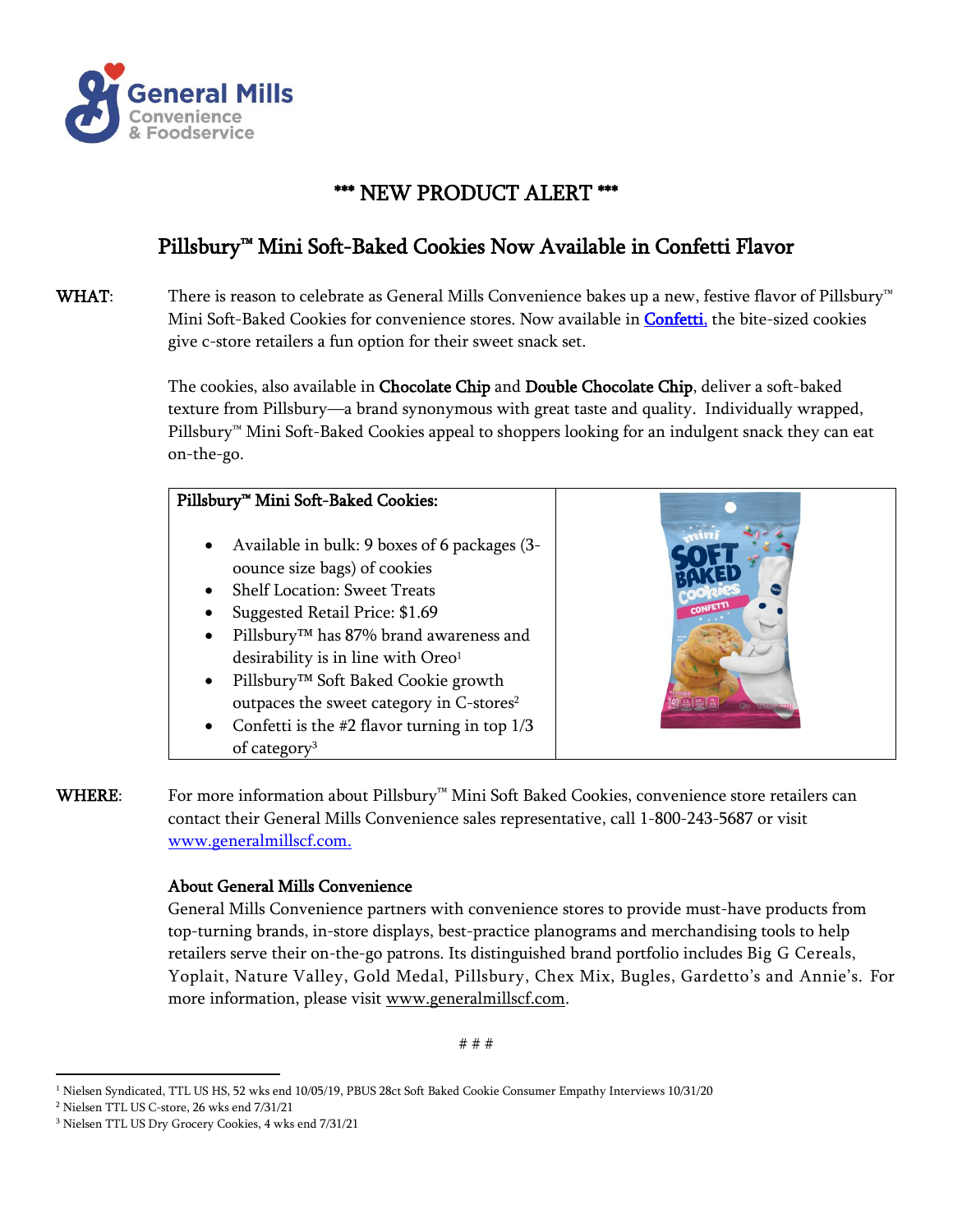# *** NEW PRODUCT ALERT ***

## Pillsbury™ Mini Soft-Baked Cookies Now Available in Confetti Flavor

**WHAT:** There is reason to celebrate as General Mills Convenience bakes up a new, festive flavor of Pillsbury™ Mini Soft-Baked Cookies for convenience stores. Now available in **Confetti**, the bite-sized cookies give c-store retailers a fun option for their sweet snack set.

The cookies, also available in **Chocolate Chip** and **Double Chocolate Chip**, deliver a soft-baked texture from Pillsbury—a brand synonymous with great taste and quality. Individually wrapped, Pillsbury™ Mini Soft-Baked Cookies appeal to shoppers looking for an indulgent snack they can eat on-the-go.

**Pillsbury™ Mini Soft-Baked Cookies:**

- Available in bulk: 9 boxes of 6 packages (3-oounce size bags) of cookies
- Shelf Location: Sweet Treats
- Suggested Retail Price: $1.69
- Pillsbury™ has 87% brand awareness and desirability is in line with Oreo[1]
- Pillsbury™ Soft Baked Cookie growth outpaces the sweet category in C-stores[2]
- Confetti is the #2 flavor turning in top 1/3 of category[3]

**WHERE:** For more information about Pillsbury™ Mini Soft Baked Cookies, convenience store retailers can contact their General Mills Convenience sales representative, call 1-800-243-5687 or visit www.generalmillscf.com.

**About General Mills Convenience**

General Mills Convenience partners with convenience stores to provide must-have products from top-turning brands, in-store displays, best-practice planograms and merchandising tools to help retailers serve their on-the-go patrons. Its distinguished brand portfolio includes Big G Cereals, Yoplait, Nature Valley, Gold Medal, Pillsbury, Chex Mix, Bugles, Gardetto's and Annie's. For more information, please visit www.generalmillscf.com.

# # #

[1] Nielsen Syndicated, TTL US HS, 52 wks end 10/05/19, PBUS 28ct Soft Baked Cookie Consumer Empathy Interviews 10/31/20

[2] Nielsen TTL US C-store, 26 wks end 7/31/21

[3] Nielsen TTL US Dry Grocery Cookies, 4 wks end 7/31/21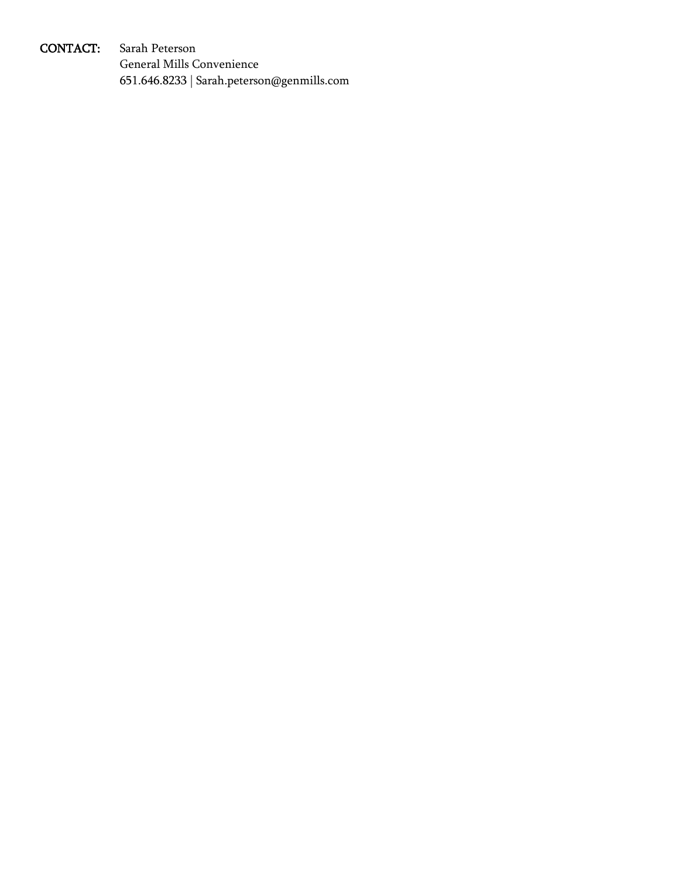**CONTACT:** Sarah Peterson
General Mills Convenience
651.646.8233 | Sarah.peterson@genmills.com